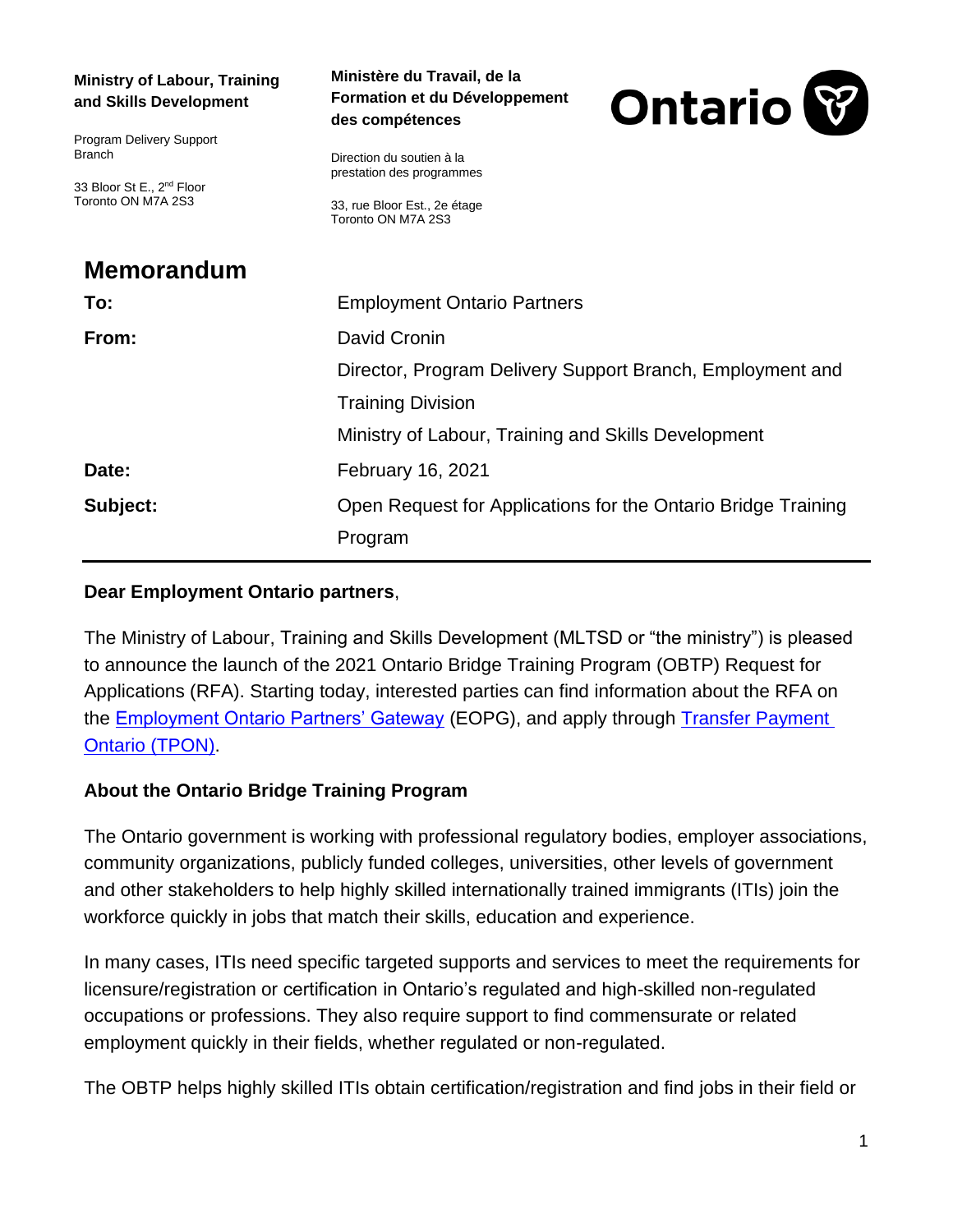**Ministry of Labour, Training and Skills Development**

Program Delivery Support Branch

33 Bloor St E., 2nd Floor
Toronto ON M7A 2S3

**Ministère du Travail, de la Formation et du Développement des compétences**

Direction du soutien à la prestation des programmes

33, rue Bloor Est., 2e étage
Toronto ON M7A 2S3

# Memorandum

| | |
|---|---|
| **To:** | Employment Ontario Partners |
| **From:** | David Cronin<br>Director, Program Delivery Support Branch, Employment and Training Division<br>Ministry of Labour, Training and Skills Development |
| **Date:** | February 16, 2021 |
| **Subject:** | Open Request for Applications for the Ontario Bridge Training Program |

**Dear Employment Ontario partners**,

The Ministry of Labour, Training and Skills Development (MLTSD or "the ministry") is pleased to announce the launch of the 2021 Ontario Bridge Training Program (OBTP) Request for Applications (RFA). Starting today, interested parties can find information about the RFA on the Employment Ontario Partners' Gateway (EOPG), and apply through Transfer Payment Ontario (TPON).

## About the Ontario Bridge Training Program

The Ontario government is working with professional regulatory bodies, employer associations, community organizations, publicly funded colleges, universities, other levels of government and other stakeholders to help highly skilled internationally trained immigrants (ITIs) join the workforce quickly in jobs that match their skills, education and experience.

In many cases, ITIs need specific targeted supports and services to meet the requirements for licensure/registration or certification in Ontario's regulated and high-skilled non-regulated occupations or professions. They also require support to find commensurate or related employment quickly in their fields, whether regulated or non-regulated.

The OBTP helps highly skilled ITIs obtain certification/registration and find jobs in their field or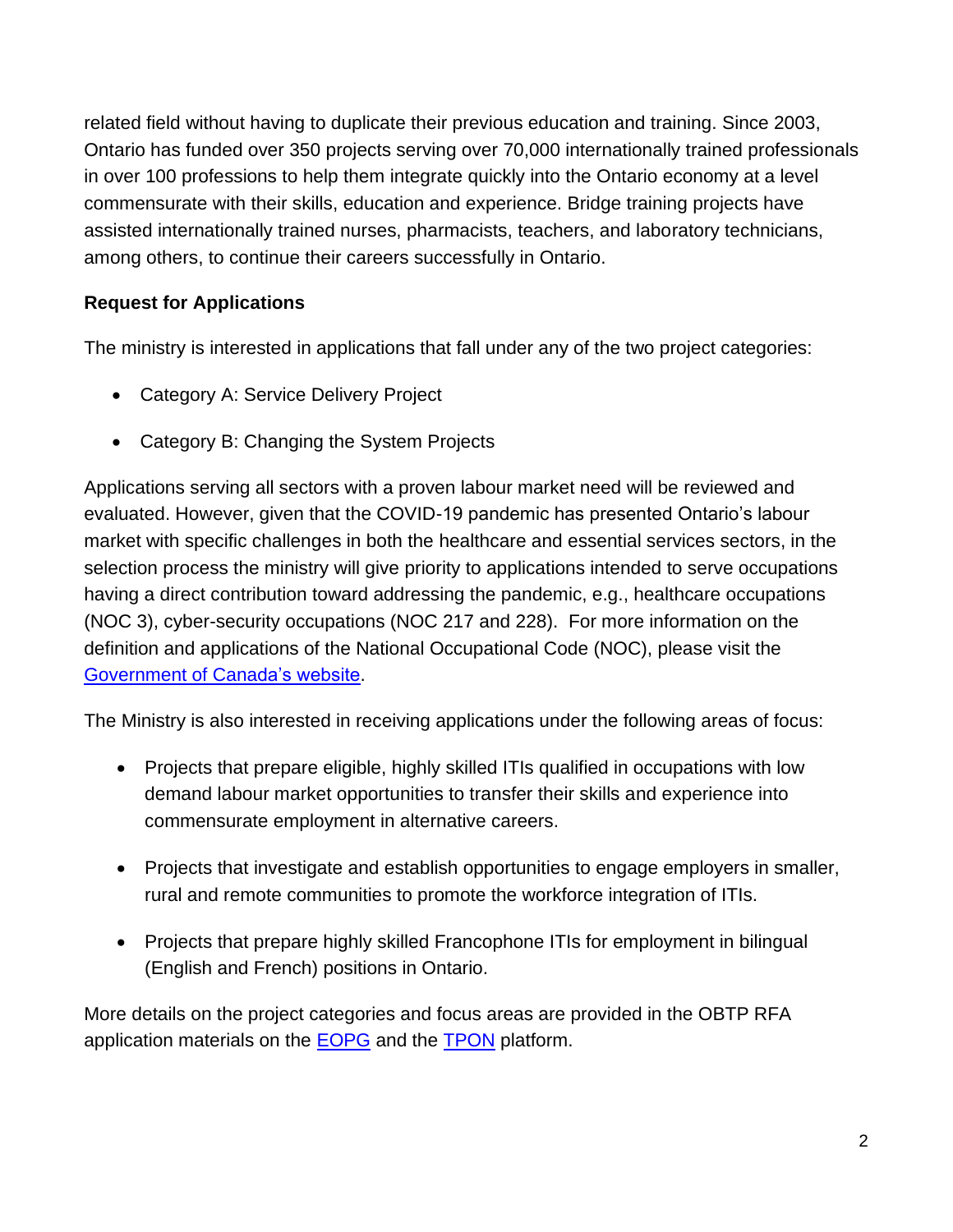related field without having to duplicate their previous education and training. Since 2003, Ontario has funded over 350 projects serving over 70,000 internationally trained professionals in over 100 professions to help them integrate quickly into the Ontario economy at a level commensurate with their skills, education and experience. Bridge training projects have assisted internationally trained nurses, pharmacists, teachers, and laboratory technicians, among others, to continue their careers successfully in Ontario.

**Request for Applications**

The ministry is interested in applications that fall under any of the two project categories:

- Category A: Service Delivery Project
- Category B: Changing the System Projects

Applications serving all sectors with a proven labour market need will be reviewed and evaluated. However, given that the COVID-19 pandemic has presented Ontario's labour market with specific challenges in both the healthcare and essential services sectors, in the selection process the ministry will give priority to applications intended to serve occupations having a direct contribution toward addressing the pandemic, e.g., healthcare occupations (NOC 3), cyber-security occupations (NOC 217 and 228). For more information on the definition and applications of the National Occupational Code (NOC), please visit the [Government of Canada's website](#).

The Ministry is also interested in receiving applications under the following areas of focus:

- Projects that prepare eligible, highly skilled ITIs qualified in occupations with low demand labour market opportunities to transfer their skills and experience into commensurate employment in alternative careers.
- Projects that investigate and establish opportunities to engage employers in smaller, rural and remote communities to promote the workforce integration of ITIs.
- Projects that prepare highly skilled Francophone ITIs for employment in bilingual (English and French) positions in Ontario.

More details on the project categories and focus areas are provided in the OBTP RFA application materials on the [EOPG](#) and the [TPON](#) platform.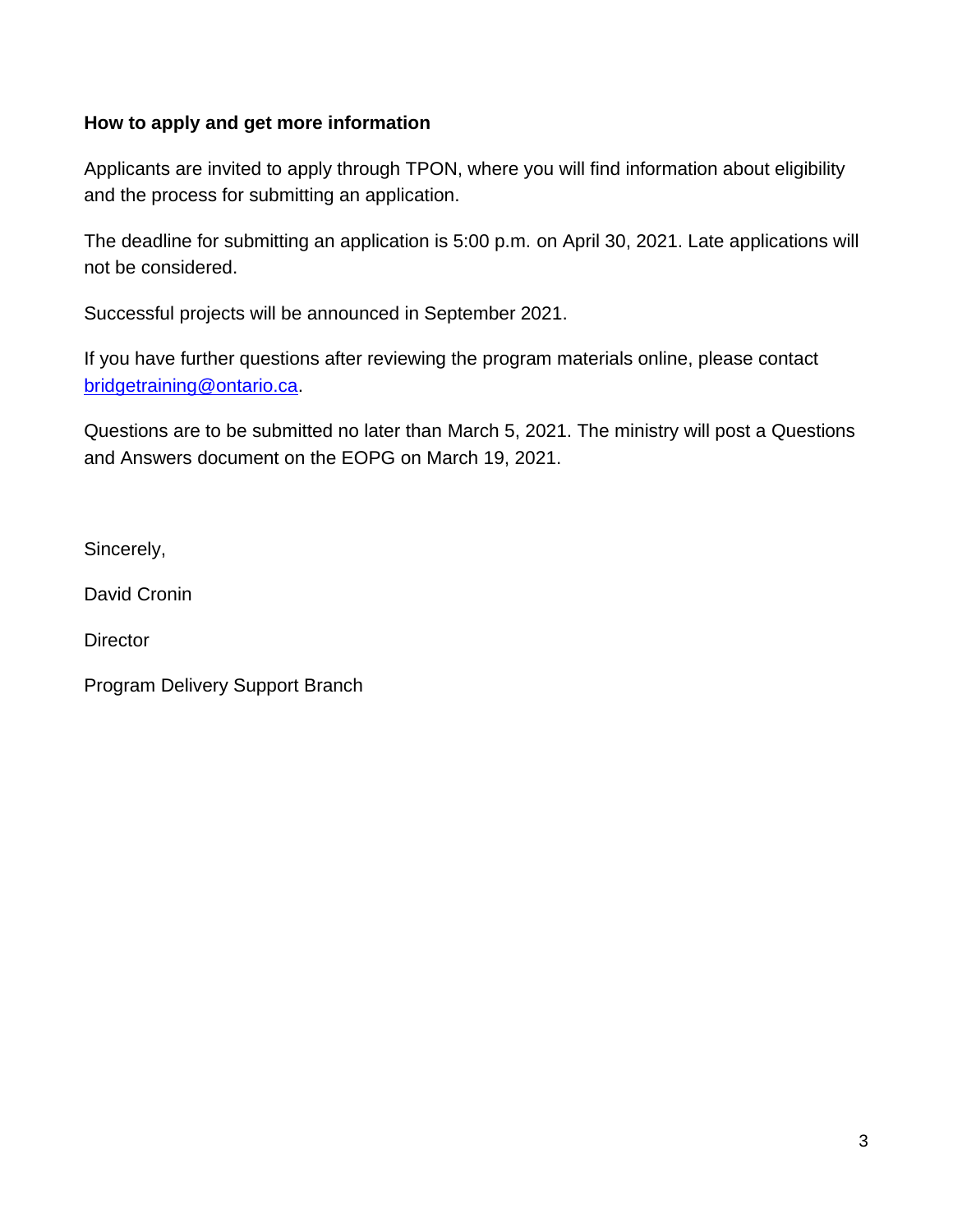**How to apply and get more information**

Applicants are invited to apply through TPON, where you will find information about eligibility and the process for submitting an application.

The deadline for submitting an application is 5:00 p.m. on April 30, 2021. Late applications will not be considered.

Successful projects will be announced in September 2021.

If you have further questions after reviewing the program materials online, please contact bridgetraining@ontario.ca.

Questions are to be submitted no later than March 5, 2021. The ministry will post a Questions and Answers document on the EOPG on March 19, 2021.

Sincerely,

David Cronin

Director

Program Delivery Support Branch